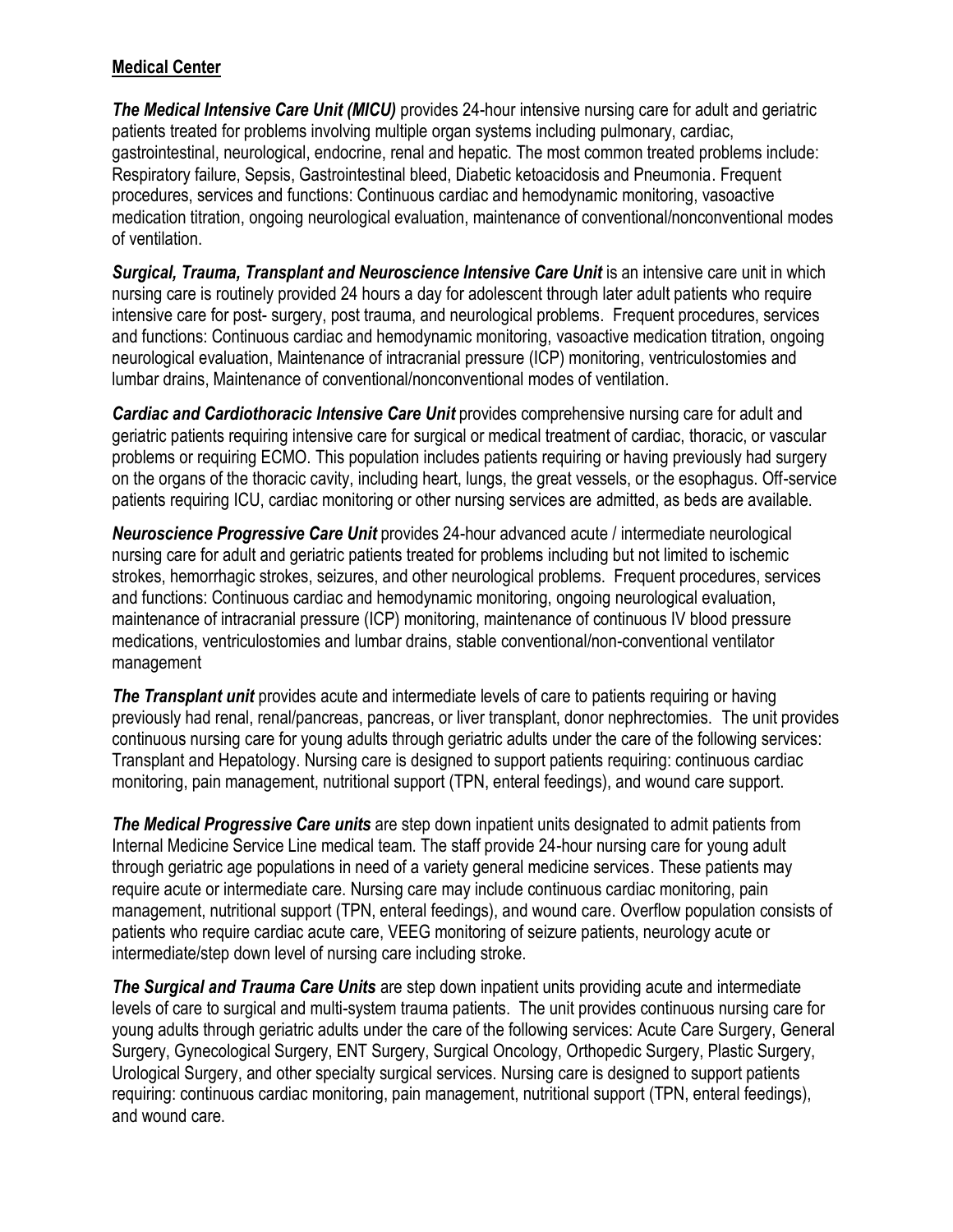**Medical Center**

***The Medical Intensive Care Unit (MICU)*** provides 24-hour intensive nursing care for adult and geriatric patients treated for problems involving multiple organ systems including pulmonary, cardiac, gastrointestinal, neurological, endocrine, renal and hepatic. The most common treated problems include: Respiratory failure, Sepsis, Gastrointestinal bleed, Diabetic ketoacidosis and Pneumonia. Frequent procedures, services and functions: Continuous cardiac and hemodynamic monitoring, vasoactive medication titration, ongoing neurological evaluation, maintenance of conventional/nonconventional modes of ventilation.

***Surgical, Trauma, Transplant and Neuroscience Intensive Care Unit*** is an intensive care unit in which nursing care is routinely provided 24 hours a day for adolescent through later adult patients who require intensive care for post- surgery, post trauma, and neurological problems. Frequent procedures, services and functions: Continuous cardiac and hemodynamic monitoring, vasoactive medication titration, ongoing neurological evaluation, Maintenance of intracranial pressure (ICP) monitoring, ventriculostomies and lumbar drains, Maintenance of conventional/nonconventional modes of ventilation.

***Cardiac and Cardiothoracic Intensive Care Unit*** provides comprehensive nursing care for adult and geriatric patients requiring intensive care for surgical or medical treatment of cardiac, thoracic, or vascular problems or requiring ECMO. This population includes patients requiring or having previously had surgery on the organs of the thoracic cavity, including heart, lungs, the great vessels, or the esophagus. Off-service patients requiring ICU, cardiac monitoring or other nursing services are admitted, as beds are available.

***Neuroscience Progressive Care Unit*** provides 24-hour advanced acute / intermediate neurological nursing care for adult and geriatric patients treated for problems including but not limited to ischemic strokes, hemorrhagic strokes, seizures, and other neurological problems. Frequent procedures, services and functions: Continuous cardiac and hemodynamic monitoring, ongoing neurological evaluation, maintenance of intracranial pressure (ICP) monitoring, maintenance of continuous IV blood pressure medications, ventriculostomies and lumbar drains, stable conventional/non-conventional ventilator management

***The Transplant unit*** provides acute and intermediate levels of care to patients requiring or having previously had renal, renal/pancreas, pancreas, or liver transplant, donor nephrectomies. The unit provides continuous nursing care for young adults through geriatric adults under the care of the following services: Transplant and Hepatology. Nursing care is designed to support patients requiring: continuous cardiac monitoring, pain management, nutritional support (TPN, enteral feedings), and wound care support.

***The Medical Progressive Care units*** are step down inpatient units designated to admit patients from Internal Medicine Service Line medical team. The staff provide 24-hour nursing care for young adult through geriatric age populations in need of a variety general medicine services. These patients may require acute or intermediate care. Nursing care may include continuous cardiac monitoring, pain management, nutritional support (TPN, enteral feedings), and wound care. Overflow population consists of patients who require cardiac acute care, VEEG monitoring of seizure patients, neurology acute or intermediate/step down level of nursing care including stroke.

***The Surgical and Trauma Care Units*** are step down inpatient units providing acute and intermediate levels of care to surgical and multi-system trauma patients. The unit provides continuous nursing care for young adults through geriatric adults under the care of the following services: Acute Care Surgery, General Surgery, Gynecological Surgery, ENT Surgery, Surgical Oncology, Orthopedic Surgery, Plastic Surgery, Urological Surgery, and other specialty surgical services. Nursing care is designed to support patients requiring: continuous cardiac monitoring, pain management, nutritional support (TPN, enteral feedings), and wound care.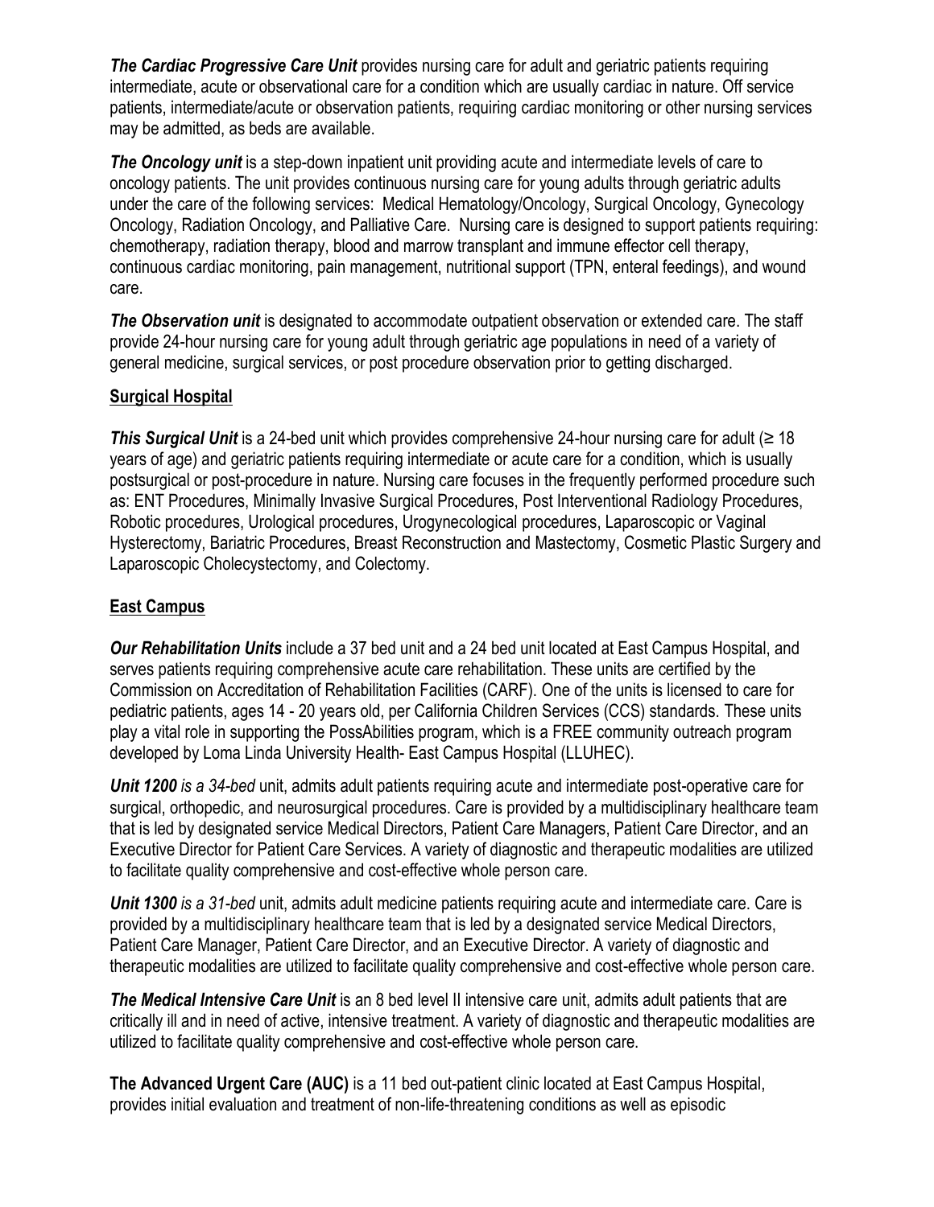***The Cardiac Progressive Care Unit*** provides nursing care for adult and geriatric patients requiring intermediate, acute or observational care for a condition which are usually cardiac in nature. Off service patients, intermediate/acute or observation patients, requiring cardiac monitoring or other nursing services may be admitted, as beds are available.

***The Oncology unit*** is a step-down inpatient unit providing acute and intermediate levels of care to oncology patients. The unit provides continuous nursing care for young adults through geriatric adults under the care of the following services: Medical Hematology/Oncology, Surgical Oncology, Gynecology Oncology, Radiation Oncology, and Palliative Care. Nursing care is designed to support patients requiring: chemotherapy, radiation therapy, blood and marrow transplant and immune effector cell therapy, continuous cardiac monitoring, pain management, nutritional support (TPN, enteral feedings), and wound care.

***The Observation unit*** is designated to accommodate outpatient observation or extended care. The staff provide 24-hour nursing care for young adult through geriatric age populations in need of a variety of general medicine, surgical services, or post procedure observation prior to getting discharged.

**<u>Surgical Hospital</u>**

***This Surgical Unit*** is a 24-bed unit which provides comprehensive 24-hour nursing care for adult (≥ 18 years of age) and geriatric patients requiring intermediate or acute care for a condition, which is usually postsurgical or post-procedure in nature. Nursing care focuses in the frequently performed procedure such as: ENT Procedures, Minimally Invasive Surgical Procedures, Post Interventional Radiology Procedures, Robotic procedures, Urological procedures, Urogynecological procedures, Laparoscopic or Vaginal Hysterectomy, Bariatric Procedures, Breast Reconstruction and Mastectomy, Cosmetic Plastic Surgery and Laparoscopic Cholecystectomy, and Colectomy.

**<u>East Campus</u>**

***Our Rehabilitation Units*** include a 37 bed unit and a 24 bed unit located at East Campus Hospital, and serves patients requiring comprehensive acute care rehabilitation. These units are certified by the Commission on Accreditation of Rehabilitation Facilities (CARF). One of the units is licensed to care for pediatric patients, ages 14 - 20 years old, per California Children Services (CCS) standards. These units play a vital role in supporting the PossAbilities program, which is a FREE community outreach program developed by Loma Linda University Health- East Campus Hospital (LLUHEC).

***Unit 1200*** *is a 34-bed* unit, admits adult patients requiring acute and intermediate post-operative care for surgical, orthopedic, and neurosurgical procedures. Care is provided by a multidisciplinary healthcare team that is led by designated service Medical Directors, Patient Care Managers, Patient Care Director, and an Executive Director for Patient Care Services. A variety of diagnostic and therapeutic modalities are utilized to facilitate quality comprehensive and cost-effective whole person care.

***Unit 1300*** *is a 31-bed* unit, admits adult medicine patients requiring acute and intermediate care. Care is provided by a multidisciplinary healthcare team that is led by a designated service Medical Directors, Patient Care Manager, Patient Care Director, and an Executive Director. A variety of diagnostic and therapeutic modalities are utilized to facilitate quality comprehensive and cost-effective whole person care.

***The Medical Intensive Care Unit*** is an 8 bed level II intensive care unit, admits adult patients that are critically ill and in need of active, intensive treatment. A variety of diagnostic and therapeutic modalities are utilized to facilitate quality comprehensive and cost-effective whole person care.

**The Advanced Urgent Care (AUC)** is a 11 bed out-patient clinic located at East Campus Hospital, provides initial evaluation and treatment of non-life-threatening conditions as well as episodic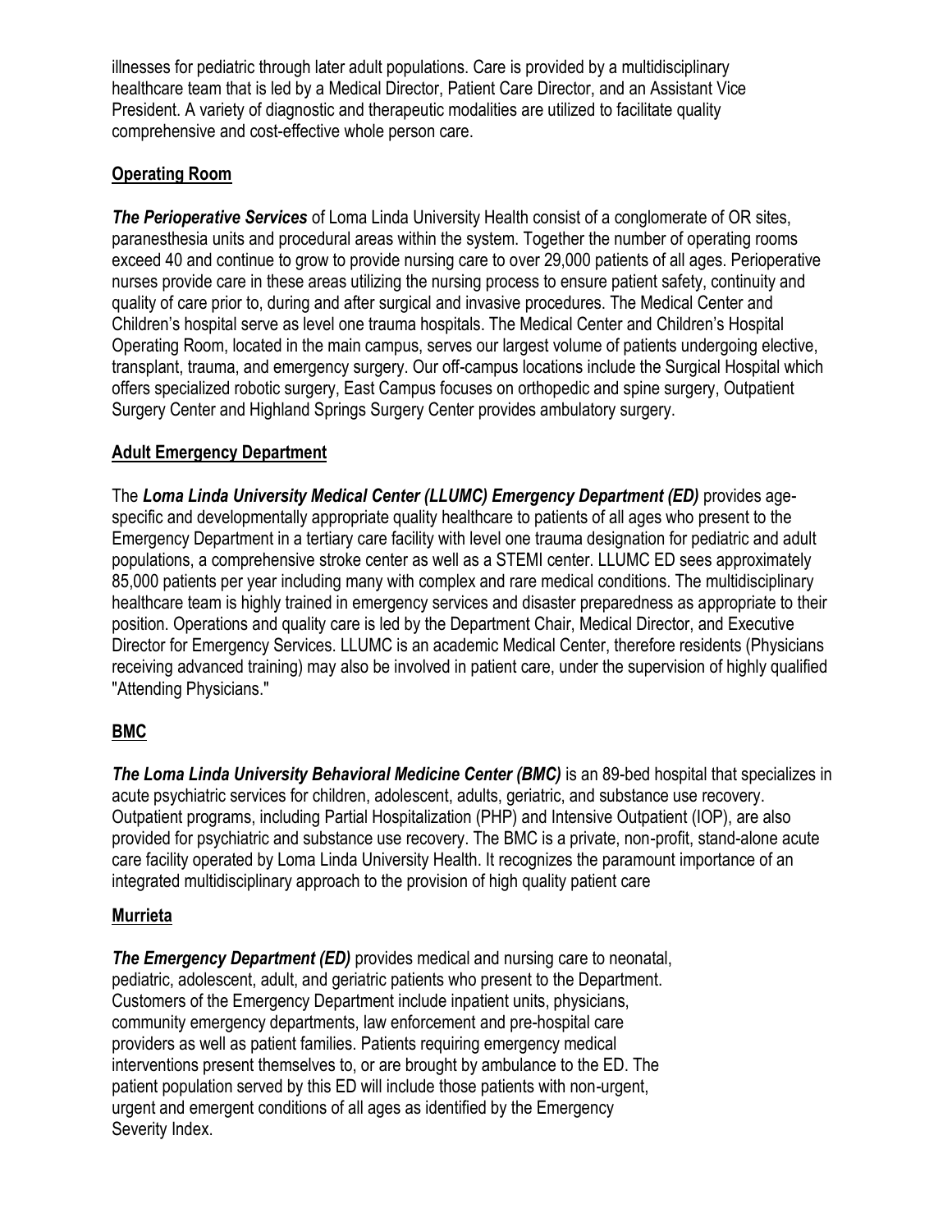illnesses for pediatric through later adult populations. Care is provided by a multidisciplinary healthcare team that is led by a Medical Director, Patient Care Director, and an Assistant Vice President. A variety of diagnostic and therapeutic modalities are utilized to facilitate quality comprehensive and cost-effective whole person care.

## Operating Room

***The Perioperative Services*** of Loma Linda University Health consist of a conglomerate of OR sites, paranesthesia units and procedural areas within the system. Together the number of operating rooms exceed 40 and continue to grow to provide nursing care to over 29,000 patients of all ages. Perioperative nurses provide care in these areas utilizing the nursing process to ensure patient safety, continuity and quality of care prior to, during and after surgical and invasive procedures. The Medical Center and Children's hospital serve as level one trauma hospitals. The Medical Center and Children's Hospital Operating Room, located in the main campus, serves our largest volume of patients undergoing elective, transplant, trauma, and emergency surgery. Our off-campus locations include the Surgical Hospital which offers specialized robotic surgery, East Campus focuses on orthopedic and spine surgery, Outpatient Surgery Center and Highland Springs Surgery Center provides ambulatory surgery.

## Adult Emergency Department

The ***Loma Linda University Medical Center (LLUMC) Emergency Department (ED)*** provides age-specific and developmentally appropriate quality healthcare to patients of all ages who present to the Emergency Department in a tertiary care facility with level one trauma designation for pediatric and adult populations, a comprehensive stroke center as well as a STEMI center. LLUMC ED sees approximately 85,000 patients per year including many with complex and rare medical conditions. The multidisciplinary healthcare team is highly trained in emergency services and disaster preparedness as appropriate to their position. Operations and quality care is led by the Department Chair, Medical Director, and Executive Director for Emergency Services. LLUMC is an academic Medical Center, therefore residents (Physicians receiving advanced training) may also be involved in patient care, under the supervision of highly qualified "Attending Physicians."

## BMC

***The Loma Linda University Behavioral Medicine Center (BMC)*** is an 89-bed hospital that specializes in acute psychiatric services for children, adolescent, adults, geriatric, and substance use recovery. Outpatient programs, including Partial Hospitalization (PHP) and Intensive Outpatient (IOP), are also provided for psychiatric and substance use recovery. The BMC is a private, non-profit, stand-alone acute care facility operated by Loma Linda University Health. It recognizes the paramount importance of an integrated multidisciplinary approach to the provision of high quality patient care

## Murrieta

***The Emergency Department (ED)*** provides medical and nursing care to neonatal, pediatric, adolescent, adult, and geriatric patients who present to the Department. Customers of the Emergency Department include inpatient units, physicians, community emergency departments, law enforcement and pre-hospital care providers as well as patient families. Patients requiring emergency medical interventions present themselves to, or are brought by ambulance to the ED. The patient population served by this ED will include those patients with non-urgent, urgent and emergent conditions of all ages as identified by the Emergency Severity Index.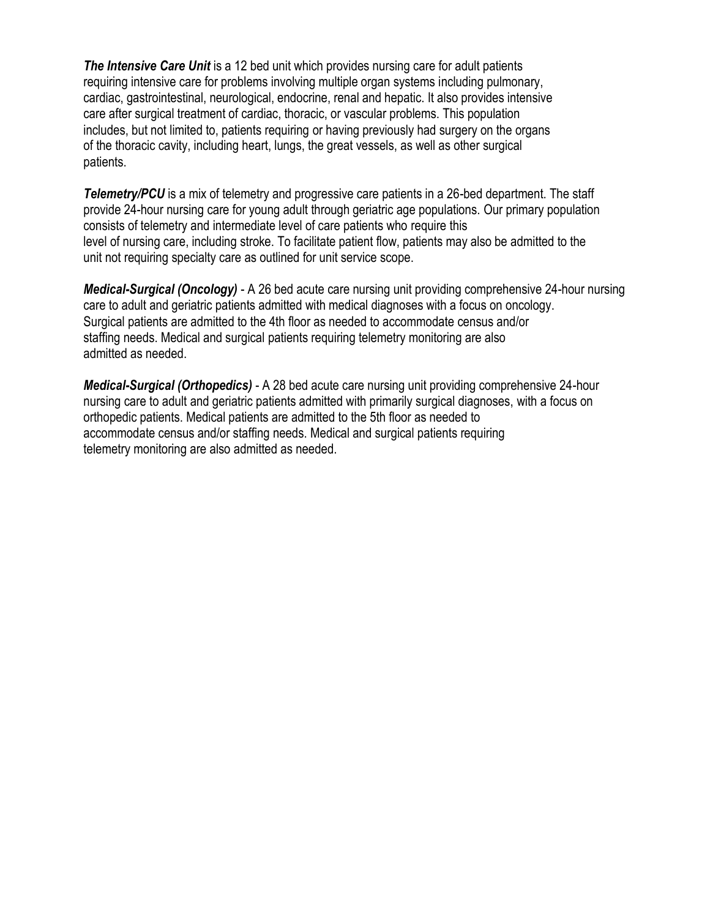***The Intensive Care Unit*** is a 12 bed unit which provides nursing care for adult patients requiring intensive care for problems involving multiple organ systems including pulmonary, cardiac, gastrointestinal, neurological, endocrine, renal and hepatic. It also provides intensive care after surgical treatment of cardiac, thoracic, or vascular problems. This population includes, but not limited to, patients requiring or having previously had surgery on the organs of the thoracic cavity, including heart, lungs, the great vessels, as well as other surgical patients.

***Telemetry/PCU*** is a mix of telemetry and progressive care patients in a 26-bed department. The staff provide 24-hour nursing care for young adult through geriatric age populations. Our primary population consists of telemetry and intermediate level of care patients who require this level of nursing care, including stroke. To facilitate patient flow, patients may also be admitted to the unit not requiring specialty care as outlined for unit service scope.

***Medical-Surgical (Oncology)*** - A 26 bed acute care nursing unit providing comprehensive 24-hour nursing care to adult and geriatric patients admitted with medical diagnoses with a focus on oncology. Surgical patients are admitted to the 4th floor as needed to accommodate census and/or staffing needs. Medical and surgical patients requiring telemetry monitoring are also admitted as needed.

***Medical-Surgical (Orthopedics)*** - A 28 bed acute care nursing unit providing comprehensive 24-hour nursing care to adult and geriatric patients admitted with primarily surgical diagnoses, with a focus on orthopedic patients. Medical patients are admitted to the 5th floor as needed to accommodate census and/or staffing needs. Medical and surgical patients requiring telemetry monitoring are also admitted as needed.